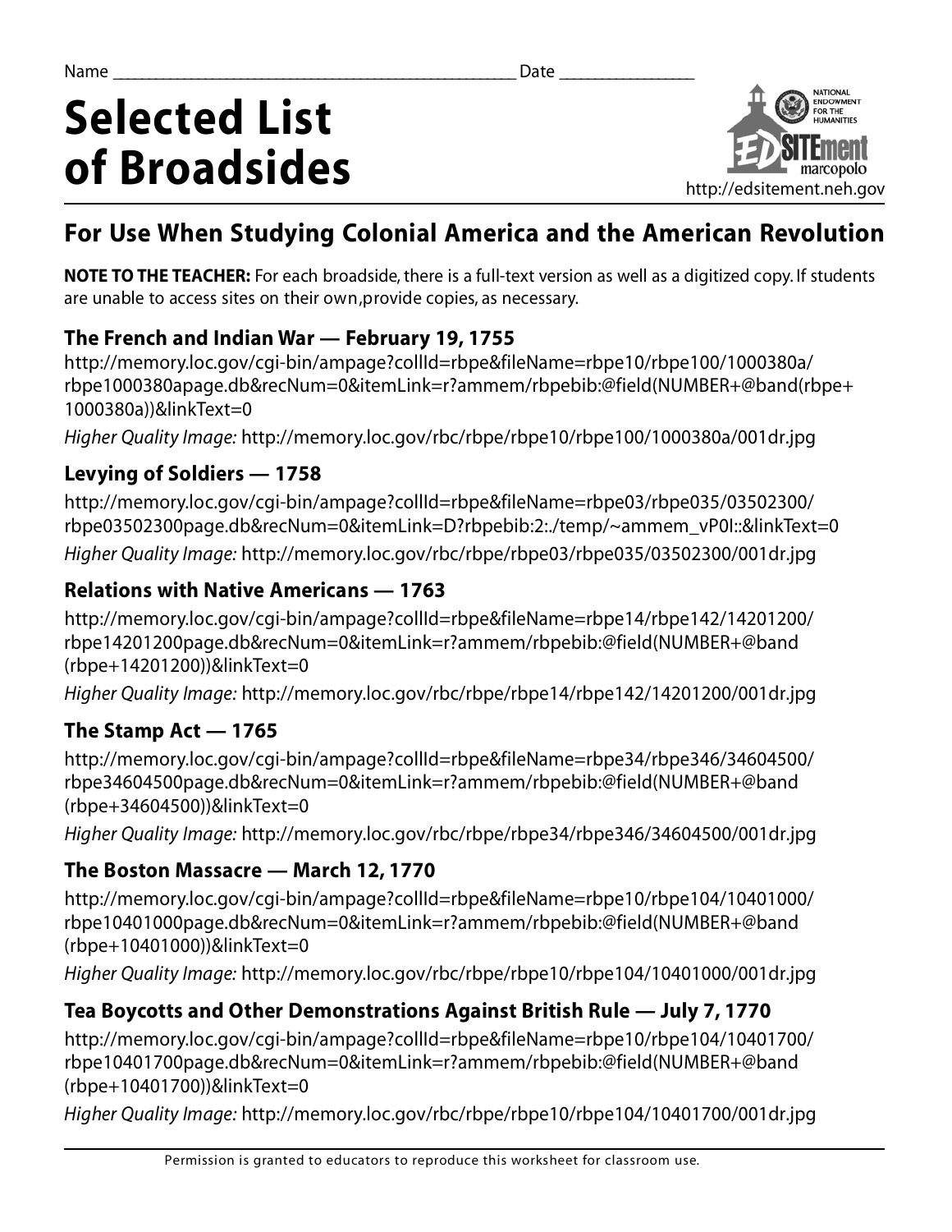Name ______________________________________________ Date ________________

# Selected List of Broadsides

NATIONAL ENDOWMENT FOR THE HUMANITIES

EDSITEment marcopolo

http://edsitement.neh.gov

## For Use When Studying Colonial America and the American Revolution

**NOTE TO THE TEACHER:** For each broadside, there is a full-text version as well as a digitized copy. If students are unable to access sites on their own,provide copies, as necessary.

### The French and Indian War — February 19, 1755

http://memory.loc.gov/cgi-bin/ampage?collId=rbpe&fileName=rbpe10/rbpe100/1000380a/rbpe1000380apage.db&recNum=0&itemLink=r?ammem/rbpebib:@field(NUMBER+@band(rbpe+1000380a))&linkText=0

*Higher Quality Image:* http://memory.loc.gov/rbc/rbpe/rbpe10/rbpe100/1000380a/001dr.jpg

### Levying of Soldiers — 1758

http://memory.loc.gov/cgi-bin/ampage?collId=rbpe&fileName=rbpe03/rbpe035/03502300/rbpe03502300page.db&recNum=0&itemLink=D?rbpebib:2:./temp/~ammem_vP0I::&linkText=0

*Higher Quality Image:* http://memory.loc.gov/rbc/rbpe/rbpe03/rbpe035/03502300/001dr.jpg

### Relations with Native Americans — 1763

http://memory.loc.gov/cgi-bin/ampage?collId=rbpe&fileName=rbpe14/rbpe142/14201200/rbpe14201200page.db&recNum=0&itemLink=r?ammem/rbpebib:@field(NUMBER+@band(rbpe+14201200))&linkText=0

*Higher Quality Image:* http://memory.loc.gov/rbc/rbpe/rbpe14/rbpe142/14201200/001dr.jpg

### The Stamp Act — 1765

http://memory.loc.gov/cgi-bin/ampage?collId=rbpe&fileName=rbpe34/rbpe346/34604500/rbpe34604500page.db&recNum=0&itemLink=r?ammem/rbpebib:@field(NUMBER+@band(rbpe+34604500))&linkText=0

*Higher Quality Image:* http://memory.loc.gov/rbc/rbpe/rbpe34/rbpe346/34604500/001dr.jpg

### The Boston Massacre — March 12, 1770

http://memory.loc.gov/cgi-bin/ampage?collId=rbpe&fileName=rbpe10/rbpe104/10401000/rbpe10401000page.db&recNum=0&itemLink=r?ammem/rbpebib:@field(NUMBER+@band(rbpe+10401000))&linkText=0

*Higher Quality Image:* http://memory.loc.gov/rbc/rbpe/rbpe10/rbpe104/10401000/001dr.jpg

### Tea Boycotts and Other Demonstrations Against British Rule — July 7, 1770

http://memory.loc.gov/cgi-bin/ampage?collId=rbpe&fileName=rbpe10/rbpe104/10401700/rbpe10401700page.db&recNum=0&itemLink=r?ammem/rbpebib:@field(NUMBER+@band(rbpe+10401700))&linkText=0

*Higher Quality Image:* http://memory.loc.gov/rbc/rbpe/rbpe10/rbpe104/10401700/001dr.jpg

Permission is granted to educators to reproduce this worksheet for classroom use.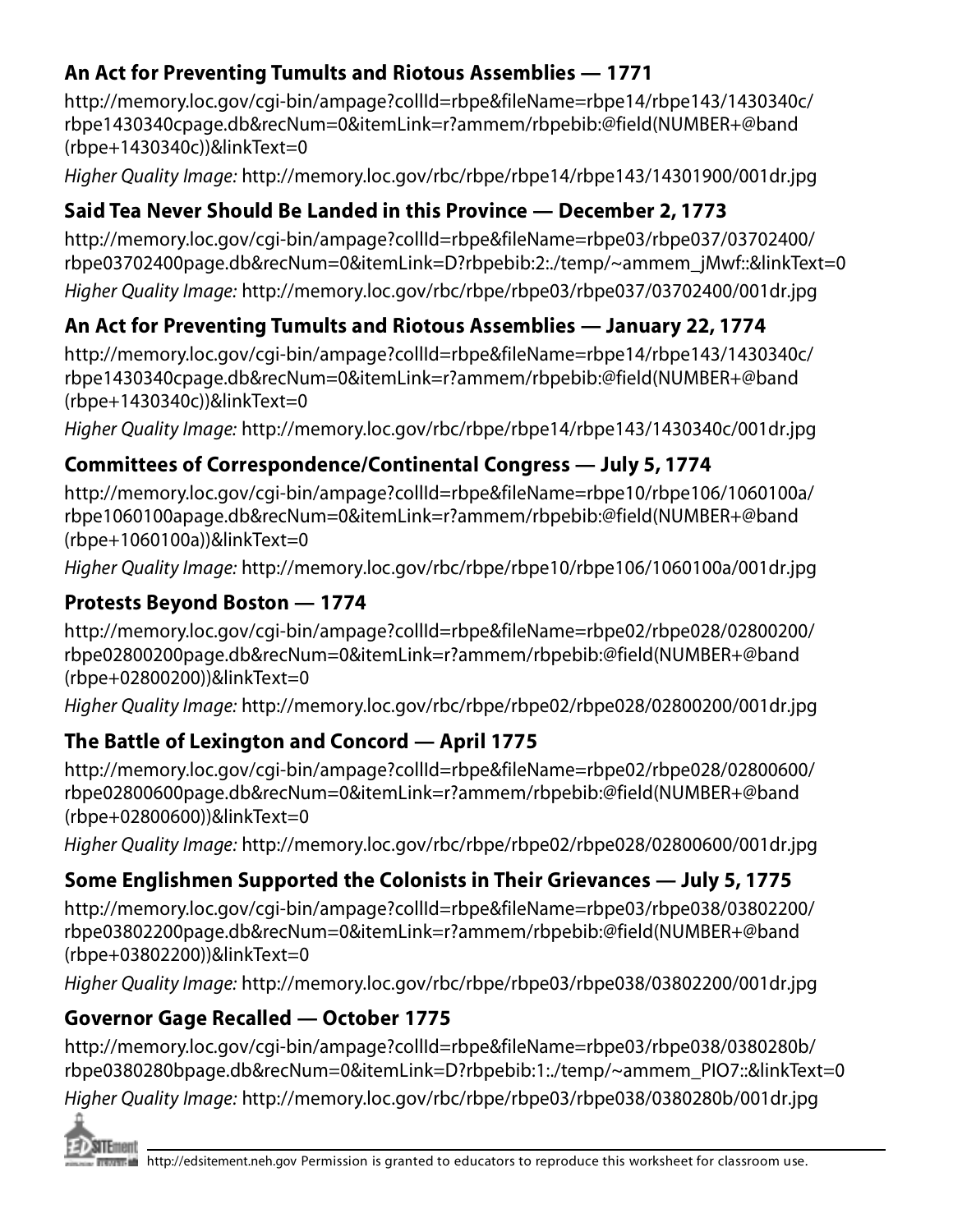### An Act for Preventing Tumults and Riotous Assemblies — 1771

http://memory.loc.gov/cgi-bin/ampage?collId=rbpe&fileName=rbpe14/rbpe143/1430340c/rbpe1430340cpage.db&recNum=0&itemLink=r?ammem/rbpebib:@field(NUMBER+@band(rbpe+1430340c))&linkText=0

*Higher Quality Image:* http://memory.loc.gov/rbc/rbpe/rbpe14/rbpe143/14301900/001dr.jpg

### Said Tea Never Should Be Landed in this Province — December 2, 1773

http://memory.loc.gov/cgi-bin/ampage?collId=rbpe&fileName=rbpe03/rbpe037/03702400/rbpe03702400page.db&recNum=0&itemLink=D?rbpebib:2:./temp/~ammem_jMwf::&linkText=0

*Higher Quality Image:* http://memory.loc.gov/rbc/rbpe/rbpe03/rbpe037/03702400/001dr.jpg

### An Act for Preventing Tumults and Riotous Assemblies — January 22, 1774

http://memory.loc.gov/cgi-bin/ampage?collId=rbpe&fileName=rbpe14/rbpe143/1430340c/rbpe1430340cpage.db&recNum=0&itemLink=r?ammem/rbpebib:@field(NUMBER+@band(rbpe+1430340c))&linkText=0

*Higher Quality Image:* http://memory.loc.gov/rbc/rbpe/rbpe14/rbpe143/1430340c/001dr.jpg

### Committees of Correspondence/Continental Congress — July 5, 1774

http://memory.loc.gov/cgi-bin/ampage?collId=rbpe&fileName=rbpe10/rbpe106/1060100a/rbpe1060100apage.db&recNum=0&itemLink=r?ammem/rbpebib:@field(NUMBER+@band(rbpe+1060100a))&linkText=0

*Higher Quality Image:* http://memory.loc.gov/rbc/rbpe/rbpe10/rbpe106/1060100a/001dr.jpg

### Protests Beyond Boston — 1774

http://memory.loc.gov/cgi-bin/ampage?collId=rbpe&fileName=rbpe02/rbpe028/02800200/rbpe02800200page.db&recNum=0&itemLink=r?ammem/rbpebib:@field(NUMBER+@band(rbpe+02800200))&linkText=0

*Higher Quality Image:* http://memory.loc.gov/rbc/rbpe/rbpe02/rbpe028/02800200/001dr.jpg

### The Battle of Lexington and Concord — April 1775

http://memory.loc.gov/cgi-bin/ampage?collId=rbpe&fileName=rbpe02/rbpe028/02800600/rbpe02800600page.db&recNum=0&itemLink=r?ammem/rbpebib:@field(NUMBER+@band(rbpe+02800600))&linkText=0

*Higher Quality Image:* http://memory.loc.gov/rbc/rbpe/rbpe02/rbpe028/02800600/001dr.jpg

### Some Englishmen Supported the Colonists in Their Grievances — July 5, 1775

http://memory.loc.gov/cgi-bin/ampage?collId=rbpe&fileName=rbpe03/rbpe038/03802200/rbpe03802200page.db&recNum=0&itemLink=r?ammem/rbpebib:@field(NUMBER+@band(rbpe+03802200))&linkText=0

*Higher Quality Image:* http://memory.loc.gov/rbc/rbpe/rbpe03/rbpe038/03802200/001dr.jpg

### Governor Gage Recalled — October 1775

http://memory.loc.gov/cgi-bin/ampage?collId=rbpe&fileName=rbpe03/rbpe038/0380280b/rbpe0380280bpage.db&recNum=0&itemLink=D?rbpebib:1:./temp/~ammem_PIO7::&linkText=0

*Higher Quality Image:* http://memory.loc.gov/rbc/rbpe/rbpe03/rbpe038/0380280b/001dr.jpg

http://edsitement.neh.gov Permission is granted to educators to reproduce this worksheet for classroom use.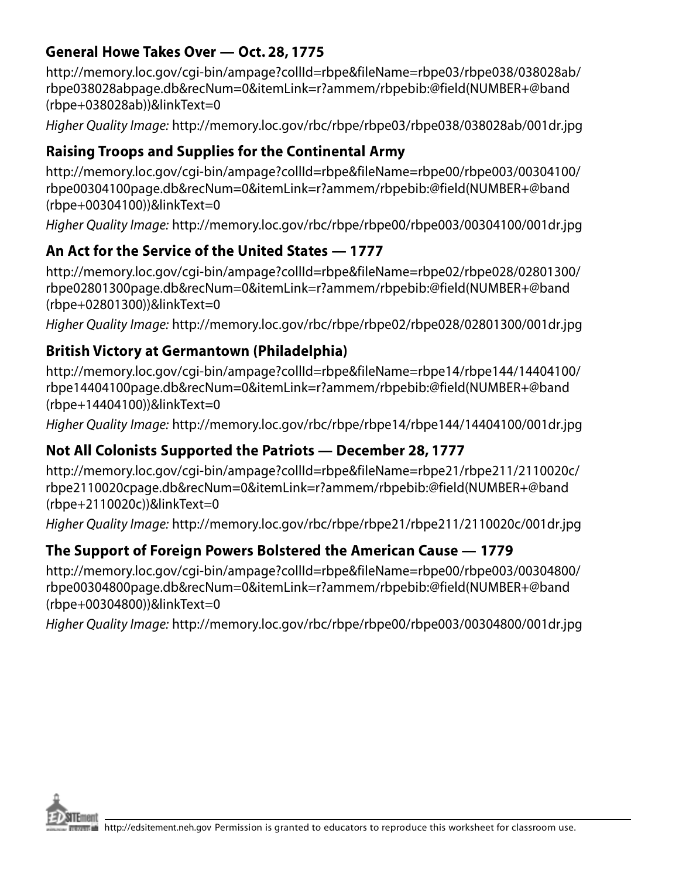### General Howe Takes Over — Oct. 28, 1775

http://memory.loc.gov/cgi-bin/ampage?collId=rbpe&fileName=rbpe03/rbpe038/038028ab/rbpe038028abpage.db&recNum=0&itemLink=r?ammem/rbpebib:@field(NUMBER+@band(rbpe+038028ab))&linkText=0

*Higher Quality Image:* http://memory.loc.gov/rbc/rbpe/rbpe03/rbpe038/038028ab/001dr.jpg

### Raising Troops and Supplies for the Continental Army

http://memory.loc.gov/cgi-bin/ampage?collId=rbpe&fileName=rbpe00/rbpe003/00304100/rbpe00304100page.db&recNum=0&itemLink=r?ammem/rbpebib:@field(NUMBER+@band(rbpe+00304100))&linkText=0

*Higher Quality Image:* http://memory.loc.gov/rbc/rbpe/rbpe00/rbpe003/00304100/001dr.jpg

### An Act for the Service of the United States — 1777

http://memory.loc.gov/cgi-bin/ampage?collId=rbpe&fileName=rbpe02/rbpe028/02801300/rbpe02801300page.db&recNum=0&itemLink=r?ammem/rbpebib:@field(NUMBER+@band(rbpe+02801300))&linkText=0

*Higher Quality Image:* http://memory.loc.gov/rbc/rbpe/rbpe02/rbpe028/02801300/001dr.jpg

### British Victory at Germantown (Philadelphia)

http://memory.loc.gov/cgi-bin/ampage?collId=rbpe&fileName=rbpe14/rbpe144/14404100/rbpe14404100page.db&recNum=0&itemLink=r?ammem/rbpebib:@field(NUMBER+@band(rbpe+14404100))&linkText=0

*Higher Quality Image:* http://memory.loc.gov/rbc/rbpe/rbpe14/rbpe144/14404100/001dr.jpg

### Not All Colonists Supported the Patriots — December 28, 1777

http://memory.loc.gov/cgi-bin/ampage?collId=rbpe&fileName=rbpe21/rbpe211/2110020c/rbpe2110020cpage.db&recNum=0&itemLink=r?ammem/rbpebib:@field(NUMBER+@band(rbpe+2110020c))&linkText=0

*Higher Quality Image:* http://memory.loc.gov/rbc/rbpe/rbpe21/rbpe211/2110020c/001dr.jpg

### The Support of Foreign Powers Bolstered the American Cause — 1779

http://memory.loc.gov/cgi-bin/ampage?collId=rbpe&fileName=rbpe00/rbpe003/00304800/rbpe00304800page.db&recNum=0&itemLink=r?ammem/rbpebib:@field(NUMBER+@band(rbpe+00304800))&linkText=0

*Higher Quality Image:* http://memory.loc.gov/rbc/rbpe/rbpe00/rbpe003/00304800/001dr.jpg

http://edsitement.neh.gov Permission is granted to educators to reproduce this worksheet for classroom use.